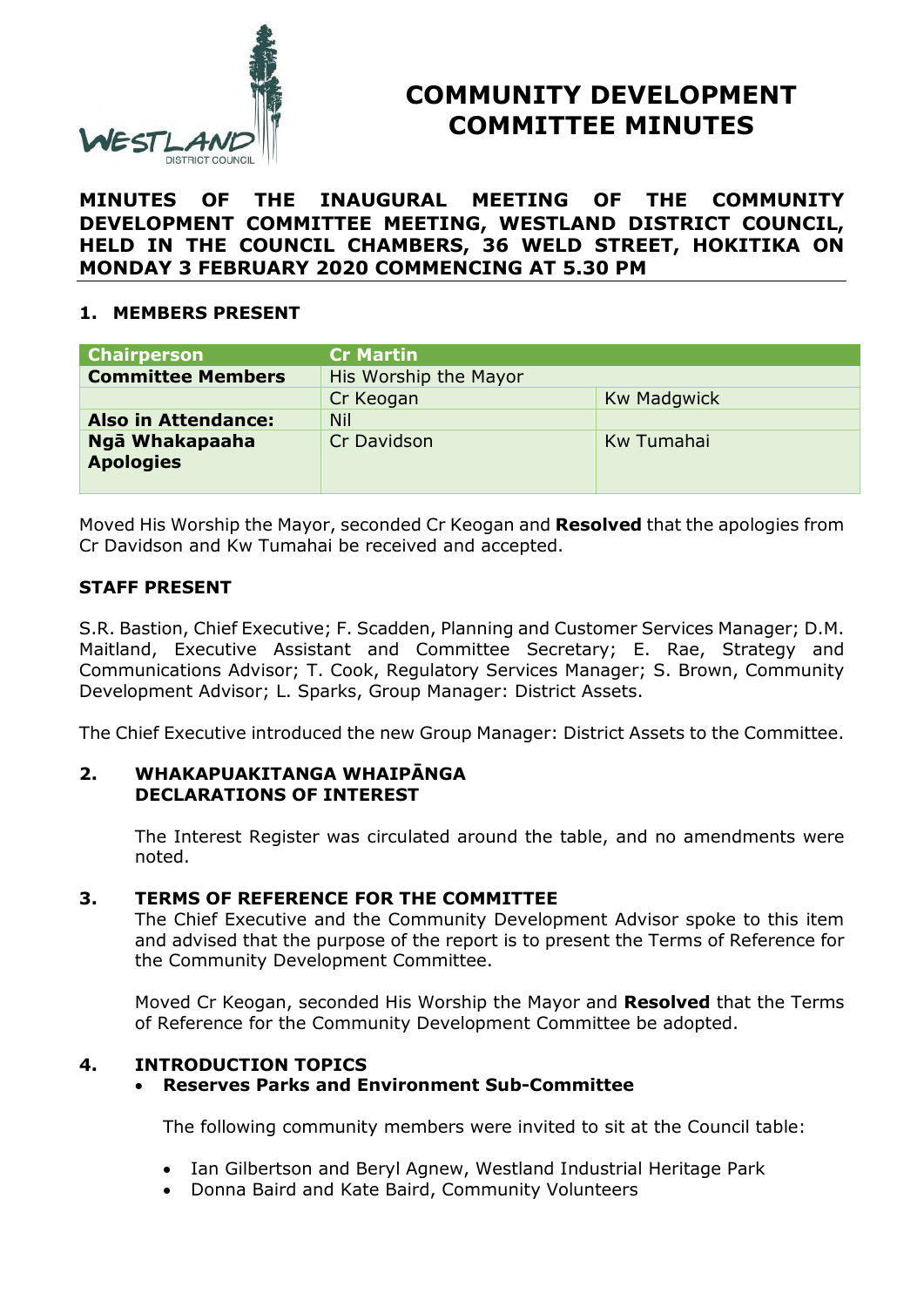# COMMUNITY DEVELOPMENT COMMITTEE MINUTES

**MINUTES OF THE INAUGURAL MEETING OF THE COMMUNITY DEVELOPMENT COMMITTEE MEETING, WESTLAND DISTRICT COUNCIL, HELD IN THE COUNCIL CHAMBERS, 36 WELD STREET, HOKITIKA ON MONDAY 3 FEBRUARY 2020 COMMENCING AT 5.30 PM**

## 1. MEMBERS PRESENT

| Chairperson | Cr Martin | |
|---|---|---|
| **Committee Members** | His Worship the Mayor | |
| | Cr Keogan | Kw Madgwick |
| **Also in Attendance:** | Nil | |
| **Ngā Whakapaaha Apologies** | Cr Davidson | Kw Tumahai |

Moved His Worship the Mayor, seconded Cr Keogan and **Resolved** that the apologies from Cr Davidson and Kw Tumahai be received and accepted.

### STAFF PRESENT

S.R. Bastion, Chief Executive; F. Scadden, Planning and Customer Services Manager; D.M. Maitland, Executive Assistant and Committee Secretary; E. Rae, Strategy and Communications Advisor; T. Cook, Regulatory Services Manager; S. Brown, Community Development Advisor; L. Sparks, Group Manager: District Assets.

The Chief Executive introduced the new Group Manager: District Assets to the Committee.

## 2. WHAKAPUAKITANGA WHAIPĀNGA DECLARATIONS OF INTEREST

The Interest Register was circulated around the table, and no amendments were noted.

## 3. TERMS OF REFERENCE FOR THE COMMITTEE

The Chief Executive and the Community Development Advisor spoke to this item and advised that the purpose of the report is to present the Terms of Reference for the Community Development Committee.

Moved Cr Keogan, seconded His Worship the Mayor and **Resolved** that the Terms of Reference for the Community Development Committee be adopted.

## 4. INTRODUCTION TOPICS

- **Reserves Parks and Environment Sub-Committee**

  The following community members were invited to sit at the Council table:

  - Ian Gilbertson and Beryl Agnew, Westland Industrial Heritage Park
  - Donna Baird and Kate Baird, Community Volunteers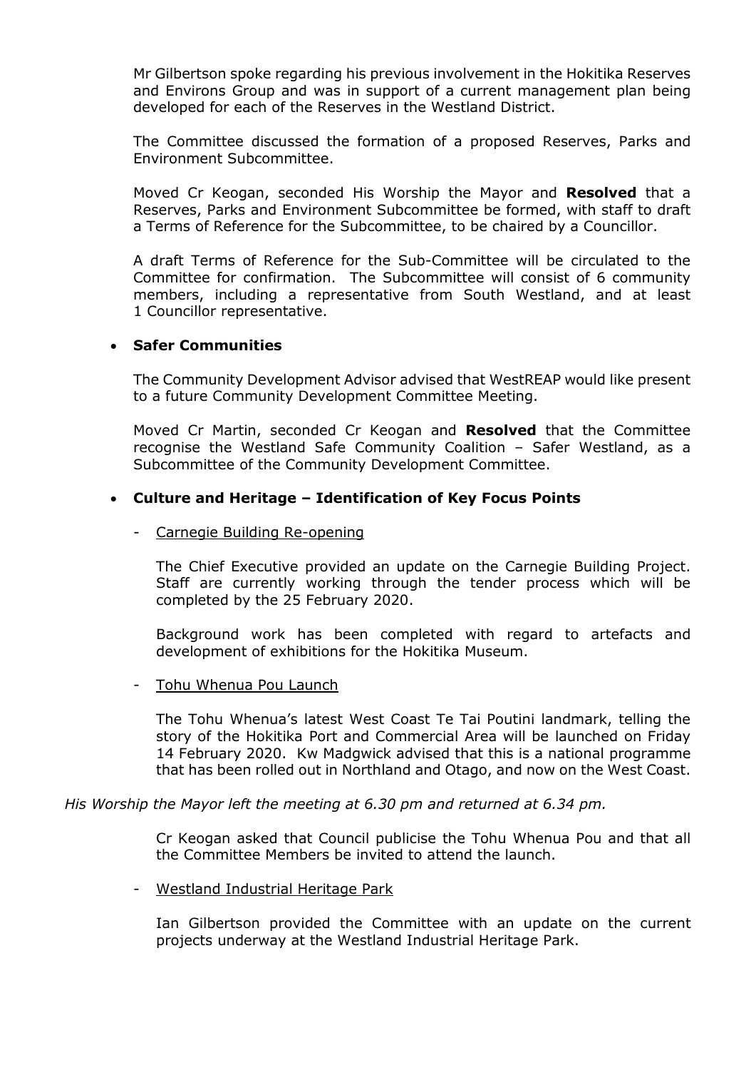Mr Gilbertson spoke regarding his previous involvement in the Hokitika Reserves and Environs Group and was in support of a current management plan being developed for each of the Reserves in the Westland District.

The Committee discussed the formation of a proposed Reserves, Parks and Environment Subcommittee.

Moved Cr Keogan, seconded His Worship the Mayor and **Resolved** that a Reserves, Parks and Environment Subcommittee be formed, with staff to draft a Terms of Reference for the Subcommittee, to be chaired by a Councillor.

A draft Terms of Reference for the Sub-Committee will be circulated to the Committee for confirmation. The Subcommittee will consist of 6 community members, including a representative from South Westland, and at least 1 Councillor representative.

- **Safer Communities**

  The Community Development Advisor advised that WestREAP would like present to a future Community Development Committee Meeting.

  Moved Cr Martin, seconded Cr Keogan and **Resolved** that the Committee recognise the Westland Safe Community Coalition – Safer Westland, as a Subcommittee of the Community Development Committee.

- **Culture and Heritage – Identification of Key Focus Points**

  - Carnegie Building Re-opening

    The Chief Executive provided an update on the Carnegie Building Project. Staff are currently working through the tender process which will be completed by the 25 February 2020.

    Background work has been completed with regard to artefacts and development of exhibitions for the Hokitika Museum.

  - Tohu Whenua Pou Launch

    The Tohu Whenua's latest West Coast Te Tai Poutini landmark, telling the story of the Hokitika Port and Commercial Area will be launched on Friday 14 February 2020. Kw Madgwick advised that this is a national programme that has been rolled out in Northland and Otago, and now on the West Coast.

*His Worship the Mayor left the meeting at 6.30 pm and returned at 6.34 pm.*

Cr Keogan asked that Council publicise the Tohu Whenua Pou and that all the Committee Members be invited to attend the launch.

  - Westland Industrial Heritage Park

    Ian Gilbertson provided the Committee with an update on the current projects underway at the Westland Industrial Heritage Park.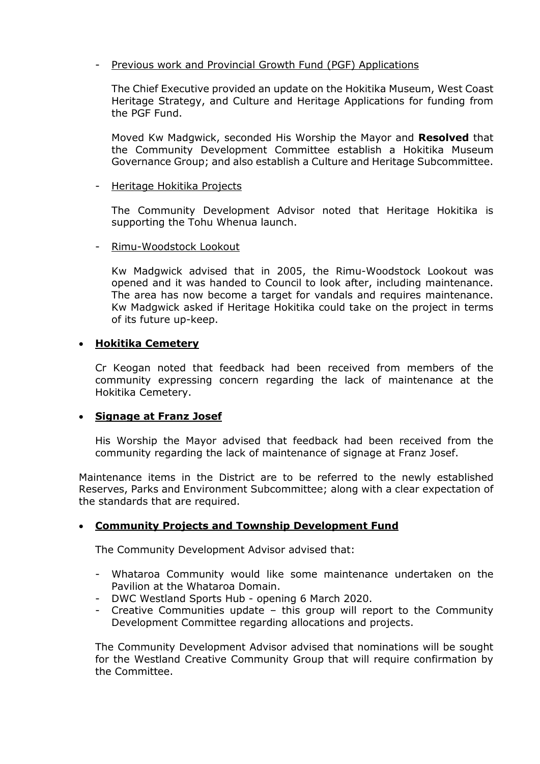- <u>Previous work and Provincial Growth Fund (PGF) Applications</u>

  The Chief Executive provided an update on the Hokitika Museum, West Coast Heritage Strategy, and Culture and Heritage Applications for funding from the PGF Fund.

  Moved Kw Madgwick, seconded His Worship the Mayor and **Resolved** that the Community Development Committee establish a Hokitika Museum Governance Group; and also establish a Culture and Heritage Subcommittee.

- <u>Heritage Hokitika Projects</u>

  The Community Development Advisor noted that Heritage Hokitika is supporting the Tohu Whenua launch.

- <u>Rimu-Woodstock Lookout</u>

  Kw Madgwick advised that in 2005, the Rimu-Woodstock Lookout was opened and it was handed to Council to look after, including maintenance. The area has now become a target for vandals and requires maintenance. Kw Madgwick asked if Heritage Hokitika could take on the project in terms of its future up-keep.

- **<u>Hokitika Cemetery</u>**

  Cr Keogan noted that feedback had been received from members of the community expressing concern regarding the lack of maintenance at the Hokitika Cemetery.

- **<u>Signage at Franz Josef</u>**

  His Worship the Mayor advised that feedback had been received from the community regarding the lack of maintenance of signage at Franz Josef.

Maintenance items in the District are to be referred to the newly established Reserves, Parks and Environment Subcommittee; along with a clear expectation of the standards that are required.

- **<u>Community Projects and Township Development Fund</u>**

  The Community Development Advisor advised that:

  - Whataroa Community would like some maintenance undertaken on the Pavilion at the Whataroa Domain.
  - DWC Westland Sports Hub - opening 6 March 2020.
  - Creative Communities update – this group will report to the Community Development Committee regarding allocations and projects.

  The Community Development Advisor advised that nominations will be sought for the Westland Creative Community Group that will require confirmation by the Committee.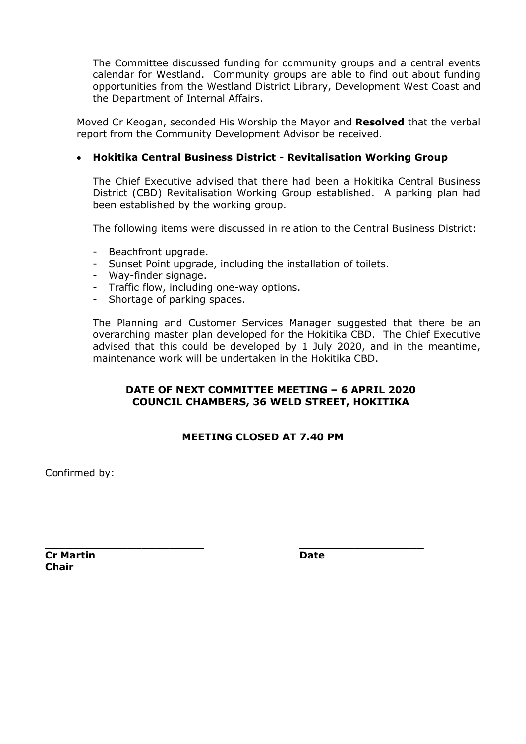The Committee discussed funding for community groups and a central events calendar for Westland. Community groups are able to find out about funding opportunities from the Westland District Library, Development West Coast and the Department of Internal Affairs.

Moved Cr Keogan, seconded His Worship the Mayor and **Resolved** that the verbal report from the Community Development Advisor be received.

- **Hokitika Central Business District - Revitalisation Working Group**

  The Chief Executive advised that there had been a Hokitika Central Business District (CBD) Revitalisation Working Group established. A parking plan had been established by the working group.

  The following items were discussed in relation to the Central Business District:

  - Beachfront upgrade.
  - Sunset Point upgrade, including the installation of toilets.
  - Way-finder signage.
  - Traffic flow, including one-way options.
  - Shortage of parking spaces.

  The Planning and Customer Services Manager suggested that there be an overarching master plan developed for the Hokitika CBD. The Chief Executive advised that this could be developed by 1 July 2020, and in the meantime, maintenance work will be undertaken in the Hokitika CBD.

**DATE OF NEXT COMMITTEE MEETING – 6 APRIL 2020**
**COUNCIL CHAMBERS, 36 WELD STREET, HOKITIKA**

**MEETING CLOSED AT 7.40 PM**

Confirmed by:

________________________ ___________________

**Cr Martin** **Date**
**Chair**